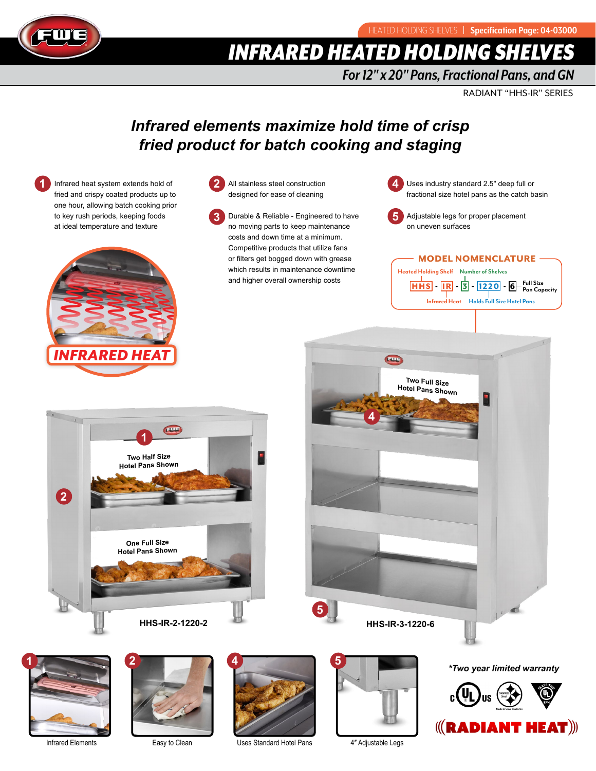HEATED HOLDING SHELVES | **Specification Page: 04-03000**

# INFRARED HEATED HOLDING SHELVES

## For 12" x 20" Pans, Fractional Pans, and GN

RADIANT "HHS-IR" SERIES

### *Infrared elements maximize hold time of crisp fried product for batch cooking and staging*

1. Infrared heat system extends hold of fried and crispy coated products up to one hour, allowing batch cooking prior to key rush periods, keeping foods at ideal temperature and texture
2. All stainless steel construction designed for ease of cleaning
3. Durable & Reliable - Engineered to have no moving parts to keep maintenance costs and down time at a minimum. Competitive products that utilize fans or filters get bogged down with grease which results in maintenance downtime and higher overall ownership costs
4. Uses industry standard 2.5" deep full or fractional size hotel pans as the catch basin
5. Adjustable legs for proper placement on uneven surfaces

**INFRARED HEAT**

### MODEL NOMENCLATURE

HHS - IR - 3 - 1220 - 6

- HHS: Heated Holding Shelf
- IR: Infrared Heat
- 3: Number of Shelves
- 1220: Holds Full Size Hotel Pans
- 6: Full Size Pan Capacity

Two Half Size Hotel Pans Shown

One Full Size Hotel Pans Shown

HHS-IR-2-1220-2

Two Full Size Hotel Pans Shown

HHS-IR-3-1220-6

1. Infrared Elements
2. Easy to Clean
4. Uses Standard Hotel Pans
5. 4" Adjustable Legs

*\*Two year limited warranty*

**RADIANT HEAT**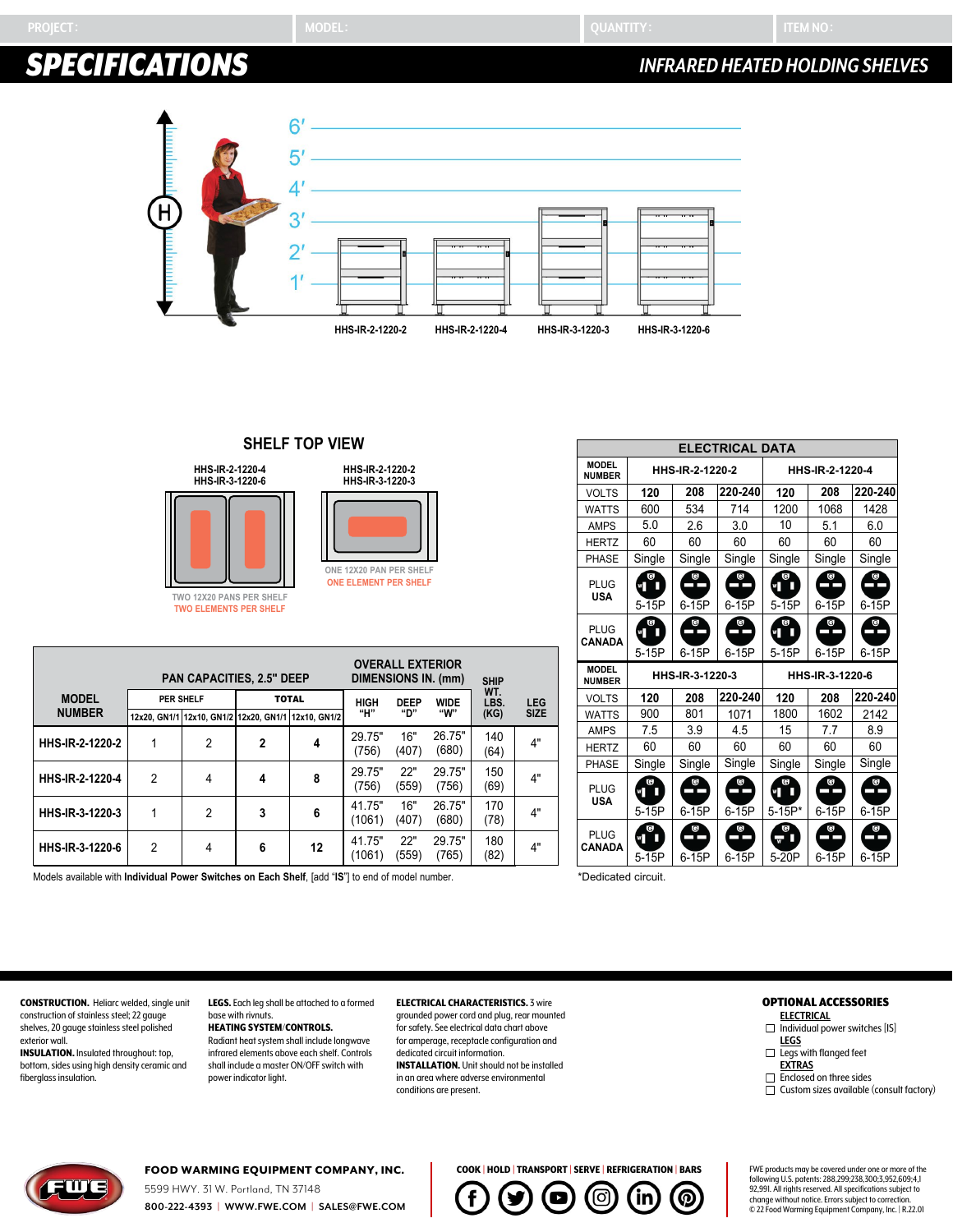PROJECT: | MODEL: | QUANTITY: | ITEM NO:

# SPECIFICATIONS

## INFRARED HEATED HOLDING SHELVES

6′
5′
4′
3′
2′
1′
H

HHS-IR-2-1220-2
HHS-IR-2-1220-4
HHS-IR-3-1220-3
HHS-IR-3-1220-6

### SHELF TOP VIEW

HHS-IR-2-1220-4
HHS-IR-3-1220-6

TWO 12X20 PANS PER SHELF
TWO ELEMENTS PER SHELF

HHS-IR-2-1220-2
HHS-IR-3-1220-3

ONE 12X20 PAN PER SHELF
ONE ELEMENT PER SHELF

| MODEL NUMBER | PAN CAPACITIES, 2.5" DEEP | | | | OVERALL EXTERIOR DIMENSIONS IN. (mm) | | | SHIP WT. LBS. (KG) | LEG SIZE |
|---|---|---|---|---|---|---|---|---|---|
| | PER SHELF | | TOTAL | | HIGH "H" | DEEP "D" | WIDE "W" | | |
| | 12x20, GN1/1 | 12x10, GN1/2 | 12x20, GN1/1 | 12x10, GN1/2 | | | | | |
| HHS-IR-2-1220-2 | 1 | 2 | 2 | 4 | 29.75" (756) | 16" (407) | 26.75" (680) | 140 (64) | 4" |
| HHS-IR-2-1220-4 | 2 | 4 | 4 | 8 | 29.75" (756) | 22" (559) | 29.75" (756) | 150 (69) | 4" |
| HHS-IR-3-1220-3 | 1 | 2 | 3 | 6 | 41.75" (1061) | 16" (407) | 26.75" (680) | 170 (78) | 4" |
| HHS-IR-3-1220-6 | 2 | 4 | 6 | 12 | 41.75" (1061) | 22" (559) | 29.75" (765) | 180 (82) | 4" |

Models available with **Individual Power Switches on Each Shelf**, [add "IS"] to end of model number.

| ELECTRICAL DATA | | | | | | |
|---|---|---|---|---|---|---|
| MODEL NUMBER | HHS-IR-2-1220-2 | | | HHS-IR-2-1220-4 | | |
| VOLTS | 120 | 208 | 220-240 | 120 | 208 | 220-240 |
| WATTS | 600 | 534 | 714 | 1200 | 1068 | 1428 |
| AMPS | 5.0 | 2.6 | 3.0 | 10 | 5.1 | 6.0 |
| HERTZ | 60 | 60 | 60 | 60 | 60 | 60 |
| PHASE | Single | Single | Single | Single | Single | Single |
| PLUG USA | 5-15P | 6-15P | 6-15P | 5-15P | 6-15P | 6-15P |
| PLUG CANADA | 5-15P | 6-15P | 6-15P | 5-15P | 6-15P | 6-15P |
| MODEL NUMBER | HHS-IR-3-1220-3 | | | HHS-IR-3-1220-6 | | |
| VOLTS | 120 | 208 | 220-240 | 120 | 208 | 220-240 |
| WATTS | 900 | 801 | 1071 | 1800 | 1602 | 2142 |
| AMPS | 7.5 | 3.9 | 4.5 | 15 | 7.7 | 8.9 |
| HERTZ | 60 | 60 | 60 | 60 | 60 | 60 |
| PHASE | Single | Single | Single | Single | Single | Single |
| PLUG USA | 5-15P | 6-15P | 6-15P | 5-15P* | 6-15P | 6-15P |
| PLUG CANADA | 5-15P | 6-15P | 6-15P | 5-20P | 6-15P | 6-15P |

*Dedicated circuit.

**CONSTRUCTION.** Heliarc welded, single unit construction of stainless steel; 22 gauge shelves, 20 gauge stainless steel polished exterior wall.

**INSULATION.** Insulated throughout: top, bottom, sides using high density ceramic and fiberglass insulation.

**LEGS.** Each leg shall be attached to a formed base with rivnuts.

**HEATING SYSTEM/CONTROLS.** Radiant heat system shall include longwave infrared elements above each shelf. Controls shall include a master ON/OFF switch with power indicator light.

**ELECTRICAL CHARACTERISTICS.** 3 wire grounded power cord and plug, rear mounted for safety. See electrical data chart above for amperage, receptacle configuration and dedicated circuit information.

**INSTALLATION.** Unit should not be installed in an area where adverse environmental conditions are present.

### OPTIONAL ACCESSORIES

ELECTRICAL
- ☐ Individual power switches [IS]

LEGS
- ☐ Legs with flanged feet

EXTRAS
- ☐ Enclosed on three sides
- ☐ Custom sizes available (consult factory)

**FOOD WARMING EQUIPMENT COMPANY, INC.**
5599 HWY. 31 W. Portland, TN 37148
800-222-4393 | WWW.FWE.COM | SALES@FWE.COM

COOK | HOLD | TRANSPORT | SERVE | REFRIGERATION | BARS

FWE products may be covered under one or more of the following U.S. patents: 288,299;238,300;3,952,609;4,1 92,991. All rights reserved. All specifications subject to change without notice. Errors subject to correction. © 22 Food Warming Equipment Company, Inc. | R.22.01